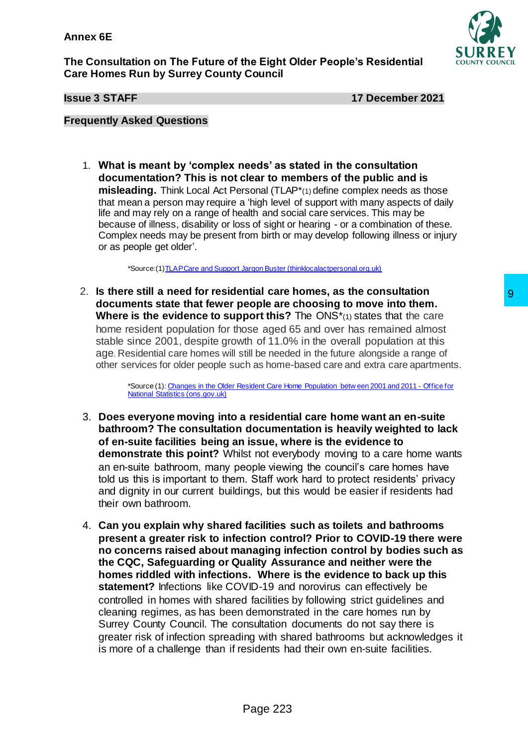**Annex 6E**

**The Consultation on The Future of the Eight Older People's Residential Care Homes Run by Surrey County Council**

**Issue 3 STAFF** **17 December 2021**

**Frequently Asked Questions**

1. **What is meant by 'complex needs' as stated in the consultation documentation? This is not clear to members of the public and is misleading.** Think Local Act Personal (TLAP*(1) define complex needs as those that mean a person may require a 'high level of support with many aspects of daily life and may rely on a range of health and social care services. This may be because of illness, disability or loss of sight or hearing - or a combination of these. Complex needs may be present from birth or may develop following illness or injury or as people get older'.

   *Source:(1)[TLAP Care and Support Jargon Buster (thinklocalactpersonal.org.uk)]

2. **Is there still a need for residential care homes, as the consultation documents state that fewer people are choosing to move into them. Where is the evidence to support this?** The ONS*(1) states that the care home resident population for those aged 65 and over has remained almost stable since 2001, despite growth of 11.0% in the overall population at this age. Residential care homes will still be needed in the future alongside a range of other services for older people such as home-based care and extra care apartments.

   *Source (1): [Changes in the Older Resident Care Home Population between 2001 and 2011 - Office for National Statistics (ons.gov.uk)]

3. **Does everyone moving into a residential care home want an en-suite bathroom? The consultation documentation is heavily weighted to lack of en-suite facilities being an issue, where is the evidence to demonstrate this point?** Whilst not everybody moving to a care home wants an en-suite bathroom, many people viewing the council's care homes have told us this is important to them. Staff work hard to protect residents' privacy and dignity in our current buildings, but this would be easier if residents had their own bathroom.

4. **Can you explain why shared facilities such as toilets and bathrooms present a greater risk to infection control? Prior to COVID-19 there were no concerns raised about managing infection control by bodies such as the CQC, Safeguarding or Quality Assurance and neither were the homes riddled with infections. Where is the evidence to back up this statement?** Infections like COVID-19 and norovirus can effectively be controlled in homes with shared facilities by following strict guidelines and cleaning regimes, as has been demonstrated in the care homes run by Surrey County Council. The consultation documents do not say there is greater risk of infection spreading with shared bathrooms but acknowledges it is more of a challenge than if residents had their own en-suite facilities.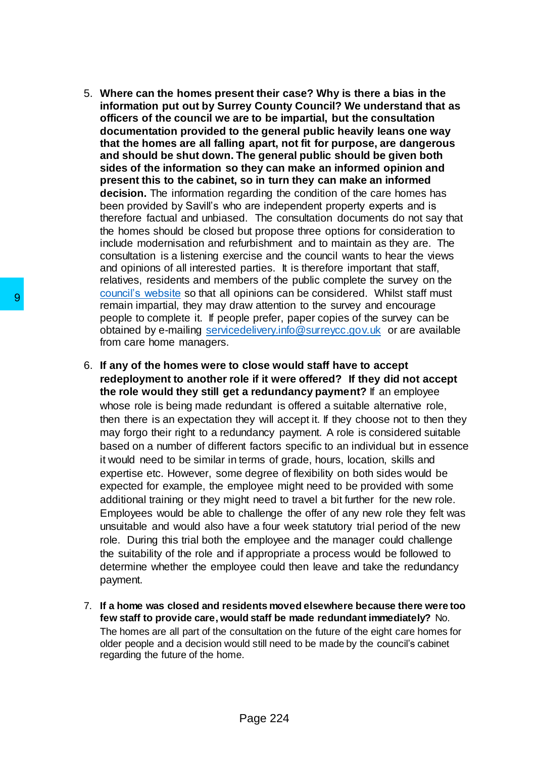5. **Where can the homes present their case? Why is there a bias in the information put out by Surrey County Council? We understand that as officers of the council we are to be impartial, but the consultation documentation provided to the general public heavily leans one way that the homes are all falling apart, not fit for purpose, are dangerous and should be shut down. The general public should be given both sides of the information so they can make an informed opinion and present this to the cabinet, so in turn they can make an informed decision.** The information regarding the condition of the care homes has been provided by Savill's who are independent property experts and is therefore factual and unbiased. The consultation documents do not say that the homes should be closed but propose three options for consideration to include modernisation and refurbishment and to maintain as they are. The consultation is a listening exercise and the council wants to hear the views and opinions of all interested parties. It is therefore important that staff, relatives, residents and members of the public complete the survey on the council's website so that all opinions can be considered. Whilst staff must remain impartial, they may draw attention to the survey and encourage people to complete it. If people prefer, paper copies of the survey can be obtained by e-mailing servicedelivery.info@surreycc.gov.uk or are available from care home managers.

6. **If any of the homes were to close would staff have to accept redeployment to another role if it were offered? If they did not accept the role would they still get a redundancy payment?** If an employee whose role is being made redundant is offered a suitable alternative role, then there is an expectation they will accept it. If they choose not to then they may forgo their right to a redundancy payment. A role is considered suitable based on a number of different factors specific to an individual but in essence it would need to be similar in terms of grade, hours, location, skills and expertise etc. However, some degree of flexibility on both sides would be expected for example, the employee might need to be provided with some additional training or they might need to travel a bit further for the new role. Employees would be able to challenge the offer of any new role they felt was unsuitable and would also have a four week statutory trial period of the new role. During this trial both the employee and the manager could challenge the suitability of the role and if appropriate a process would be followed to determine whether the employee could then leave and take the redundancy payment.

7. **If a home was closed and residents moved elsewhere because there were too few staff to provide care, would staff be made redundant immediately?** No. The homes are all part of the consultation on the future of the eight care homes for older people and a decision would still need to be made by the council's cabinet regarding the future of the home.